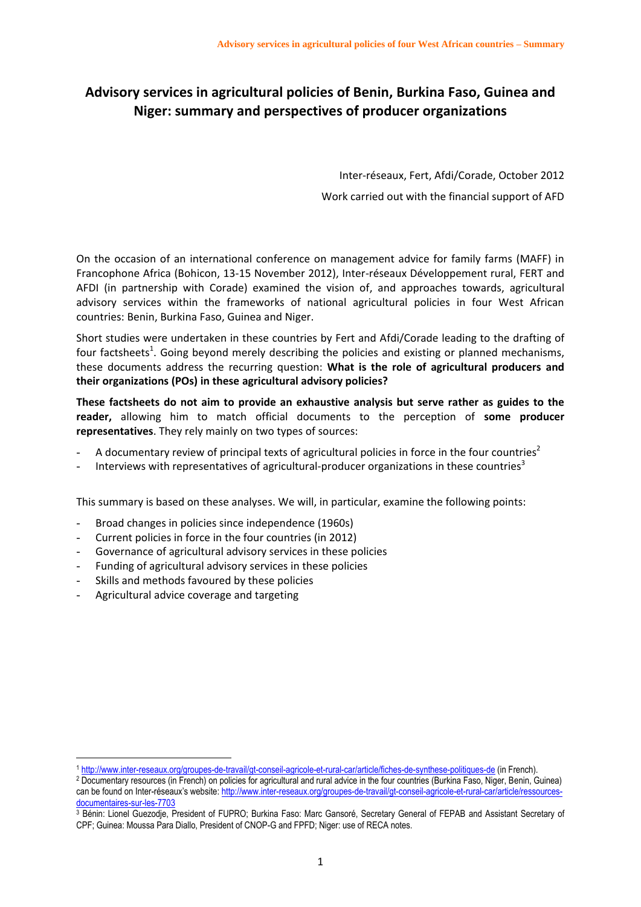# Advisory services in agricultural policies of Benin, Burkina Faso, Guinea and Niger: summary and perspectives of producer organizations

Inter-réseaux, Fert, Afdi/Corade, October 2012

Work carried out with the financial support of AFD

On the occasion of an international conference on management advice for family farms (MAFF) in Francophone Africa (Bohicon, 13-15 November 2012), Inter-réseaux Développement rural, FERT and AFDI (in partnership with Corade) examined the vision of, and approaches towards, agricultural advisory services within the frameworks of national agricultural policies in four West African countries: Benin, Burkina Faso, Guinea and Niger.

Short studies were undertaken in these countries by Fert and Afdi/Corade leading to the drafting of four factsheets[1]. Going beyond merely describing the policies and existing or planned mechanisms, these documents address the recurring question: **What is the role of agricultural producers and their organizations (POs) in these agricultural advisory policies?**

**These factsheets do not aim to provide an exhaustive analysis but serve rather as guides to the reader,** allowing him to match official documents to the perception of **some producer representatives**. They rely mainly on two types of sources:

- A documentary review of principal texts of agricultural policies in force in the four countries[2]
- Interviews with representatives of agricultural-producer organizations in these countries[3]

This summary is based on these analyses. We will, in particular, examine the following points:

- Broad changes in policies since independence (1960s)
- Current policies in force in the four countries (in 2012)
- Governance of agricultural advisory services in these policies
- Funding of agricultural advisory services in these policies
- Skills and methods favoured by these policies
- Agricultural advice coverage and targeting

---

[1] http://www.inter-reseaux.org/groupes-de-travail/gt-conseil-agricole-et-rural-car/article/fiches-de-synthese-politiques-de (in French).

[2] Documentary resources (in French) on policies for agricultural and rural advice in the four countries (Burkina Faso, Niger, Benin, Guinea) can be found on Inter-réseaux's website: http://www.inter-reseaux.org/groupes-de-travail/gt-conseil-agricole-et-rural-car/article/ressources-documentaires-sur-les-7703

[3] Bénin: Lionel Guezodje, President of FUPRO; Burkina Faso: Marc Gansoré, Secretary General of FEPAB and Assistant Secretary of CPF; Guinea: Moussa Para Diallo, President of CNOP-G and FPFD; Niger: use of RECA notes.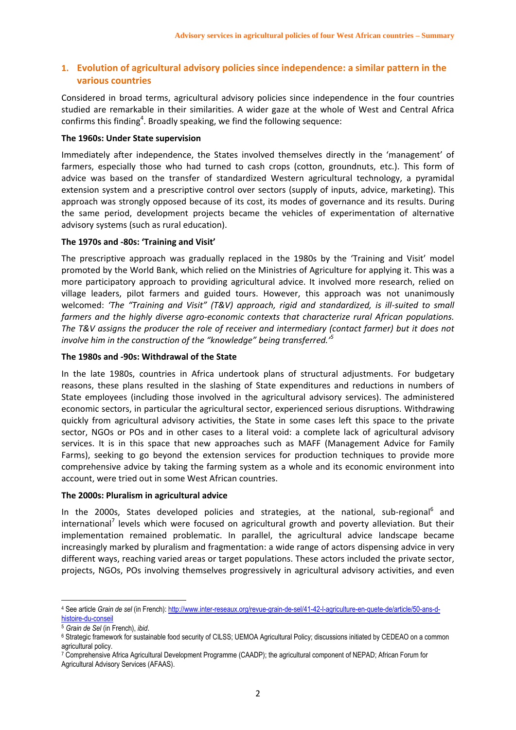## 1. Evolution of agricultural advisory policies since independence: a similar pattern in the various countries

Considered in broad terms, agricultural advisory policies since independence in the four countries studied are remarkable in their similarities. A wider gaze at the whole of West and Central Africa confirms this finding[4]. Broadly speaking, we find the following sequence:

**The 1960s: Under State supervision**

Immediately after independence, the States involved themselves directly in the 'management' of farmers, especially those who had turned to cash crops (cotton, groundnuts, etc.). This form of advice was based on the transfer of standardized Western agricultural technology, a pyramidal extension system and a prescriptive control over sectors (supply of inputs, advice, marketing). This approach was strongly opposed because of its cost, its modes of governance and its results. During the same period, development projects became the vehicles of experimentation of alternative advisory systems (such as rural education).

**The 1970s and -80s: 'Training and Visit'**

The prescriptive approach was gradually replaced in the 1980s by the 'Training and Visit' model promoted by the World Bank, which relied on the Ministries of Agriculture for applying it. This was a more participatory approach to providing agricultural advice. It involved more research, relied on village leaders, pilot farmers and guided tours. However, this approach was not unanimously welcomed: *'The "Training and Visit" (T&V) approach, rigid and standardized, is ill-suited to small farmers and the highly diverse agro-economic contexts that characterize rural African populations. The T&V assigns the producer the role of receiver and intermediary (contact farmer) but it does not involve him in the construction of the "knowledge" being transferred.'*[5]

**The 1980s and -90s: Withdrawal of the State**

In the late 1980s, countries in Africa undertook plans of structural adjustments. For budgetary reasons, these plans resulted in the slashing of State expenditures and reductions in numbers of State employees (including those involved in the agricultural advisory services). The administered economic sectors, in particular the agricultural sector, experienced serious disruptions. Withdrawing quickly from agricultural advisory activities, the State in some cases left this space to the private sector, NGOs or POs and in other cases to a literal void: a complete lack of agricultural advisory services. It is in this space that new approaches such as MAFF (Management Advice for Family Farms), seeking to go beyond the extension services for production techniques to provide more comprehensive advice by taking the farming system as a whole and its economic environment into account, were tried out in some West African countries.

**The 2000s: Pluralism in agricultural advice**

In the 2000s, States developed policies and strategies, at the national, sub-regional[6] and international[7] levels which were focused on agricultural growth and poverty alleviation. But their implementation remained problematic. In parallel, the agricultural advice landscape became increasingly marked by pluralism and fragmentation: a wide range of actors dispensing advice in very different ways, reaching varied areas or target populations. These actors included the private sector, projects, NGOs, POs involving themselves progressively in agricultural advisory activities, and even

---

[4] See article *Grain de sel* (in French): http://www.inter-reseaux.org/revue-grain-de-sel/41-42-l-agriculture-en-quete-de/article/50-ans-d-histoire-du-conseil

[5] *Grain de Sel* (in French), *ibid*.

[6] Strategic framework for sustainable food security of CILSS; UEMOA Agricultural Policy; discussions initiated by CEDEAO on a common agricultural policy.

[7] Comprehensive Africa Agricultural Development Programme (CAADP); the agricultural component of NEPAD; African Forum for Agricultural Advisory Services (AFAAS).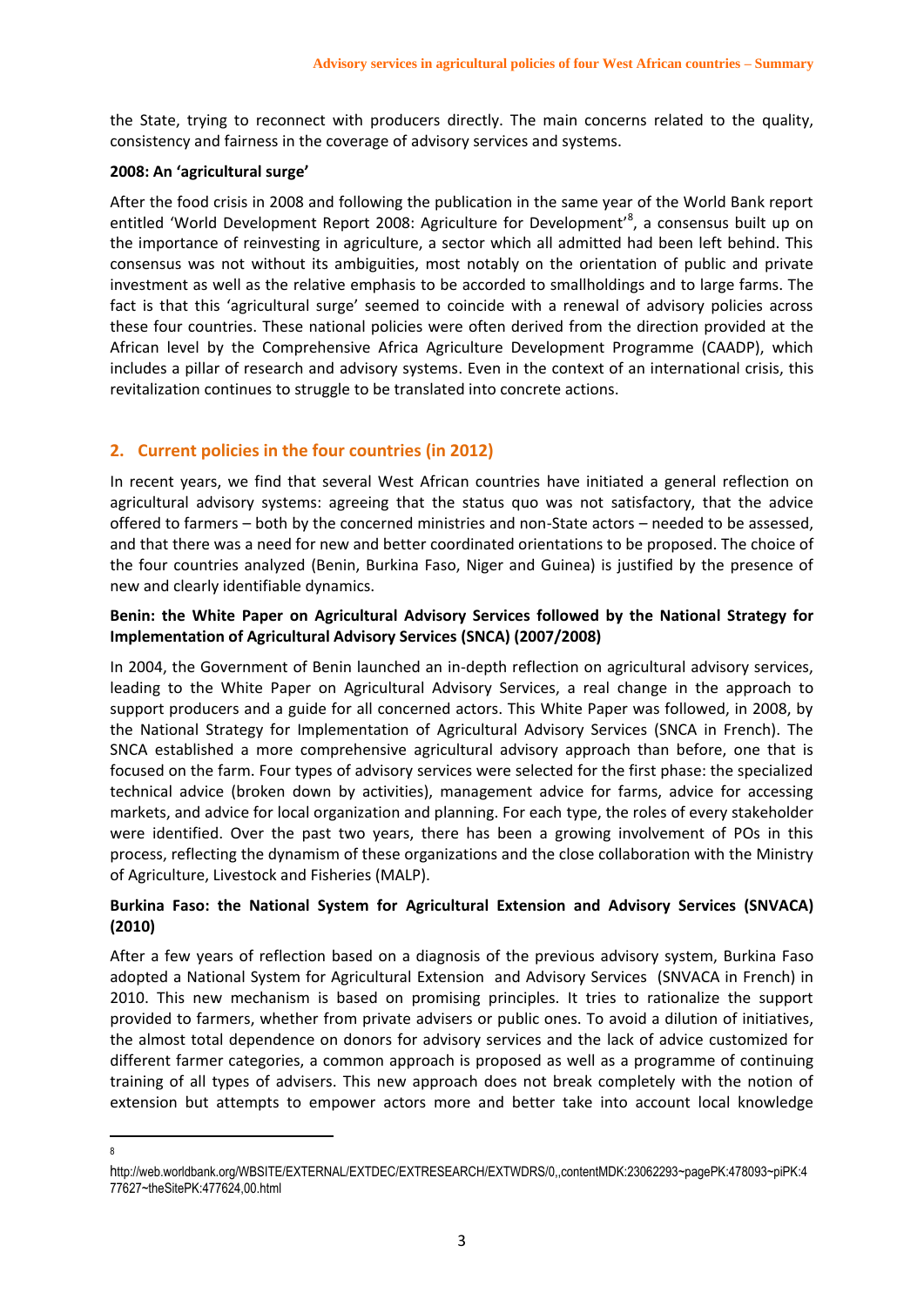the State, trying to reconnect with producers directly. The main concerns related to the quality, consistency and fairness in the coverage of advisory services and systems.

**2008: An 'agricultural surge'**

After the food crisis in 2008 and following the publication in the same year of the World Bank report entitled 'World Development Report 2008: Agriculture for Development'[8], a consensus built up on the importance of reinvesting in agriculture, a sector which all admitted had been left behind. This consensus was not without its ambiguities, most notably on the orientation of public and private investment as well as the relative emphasis to be accorded to smallholdings and to large farms. The fact is that this 'agricultural surge' seemed to coincide with a renewal of advisory policies across these four countries. These national policies were often derived from the direction provided at the African level by the Comprehensive Africa Agriculture Development Programme (CAADP), which includes a pillar of research and advisory systems. Even in the context of an international crisis, this revitalization continues to struggle to be translated into concrete actions.

## 2. Current policies in the four countries (in 2012)

In recent years, we find that several West African countries have initiated a general reflection on agricultural advisory systems: agreeing that the status quo was not satisfactory, that the advice offered to farmers – both by the concerned ministries and non-State actors – needed to be assessed, and that there was a need for new and better coordinated orientations to be proposed. The choice of the four countries analyzed (Benin, Burkina Faso, Niger and Guinea) is justified by the presence of new and clearly identifiable dynamics.

**Benin: the White Paper on Agricultural Advisory Services followed by the National Strategy for Implementation of Agricultural Advisory Services (SNCA) (2007/2008)**

In 2004, the Government of Benin launched an in-depth reflection on agricultural advisory services, leading to the White Paper on Agricultural Advisory Services, a real change in the approach to support producers and a guide for all concerned actors. This White Paper was followed, in 2008, by the National Strategy for Implementation of Agricultural Advisory Services (SNCA in French). The SNCA established a more comprehensive agricultural advisory approach than before, one that is focused on the farm. Four types of advisory services were selected for the first phase: the specialized technical advice (broken down by activities), management advice for farms, advice for accessing markets, and advice for local organization and planning. For each type, the roles of every stakeholder were identified. Over the past two years, there has been a growing involvement of POs in this process, reflecting the dynamism of these organizations and the close collaboration with the Ministry of Agriculture, Livestock and Fisheries (MALP).

**Burkina Faso: the National System for Agricultural Extension and Advisory Services (SNVACA) (2010)**

After a few years of reflection based on a diagnosis of the previous advisory system, Burkina Faso adopted a National System for Agricultural Extension and Advisory Services (SNVACA in French) in 2010. This new mechanism is based on promising principles. It tries to rationalize the support provided to farmers, whether from private advisers or public ones. To avoid a dilution of initiatives, the almost total dependence on donors for advisory services and the lack of advice customized for different farmer categories, a common approach is proposed as well as a programme of continuing training of all types of advisers. This new approach does not break completely with the notion of extension but attempts to empower actors more and better take into account local knowledge

---

[8] http://web.worldbank.org/WBSITE/EXTERNAL/EXTDEC/EXTRESEARCH/EXTWDRS/0,,contentMDK:23062293~pagePK:478093~piPK:477627~theSitePK:477624,00.html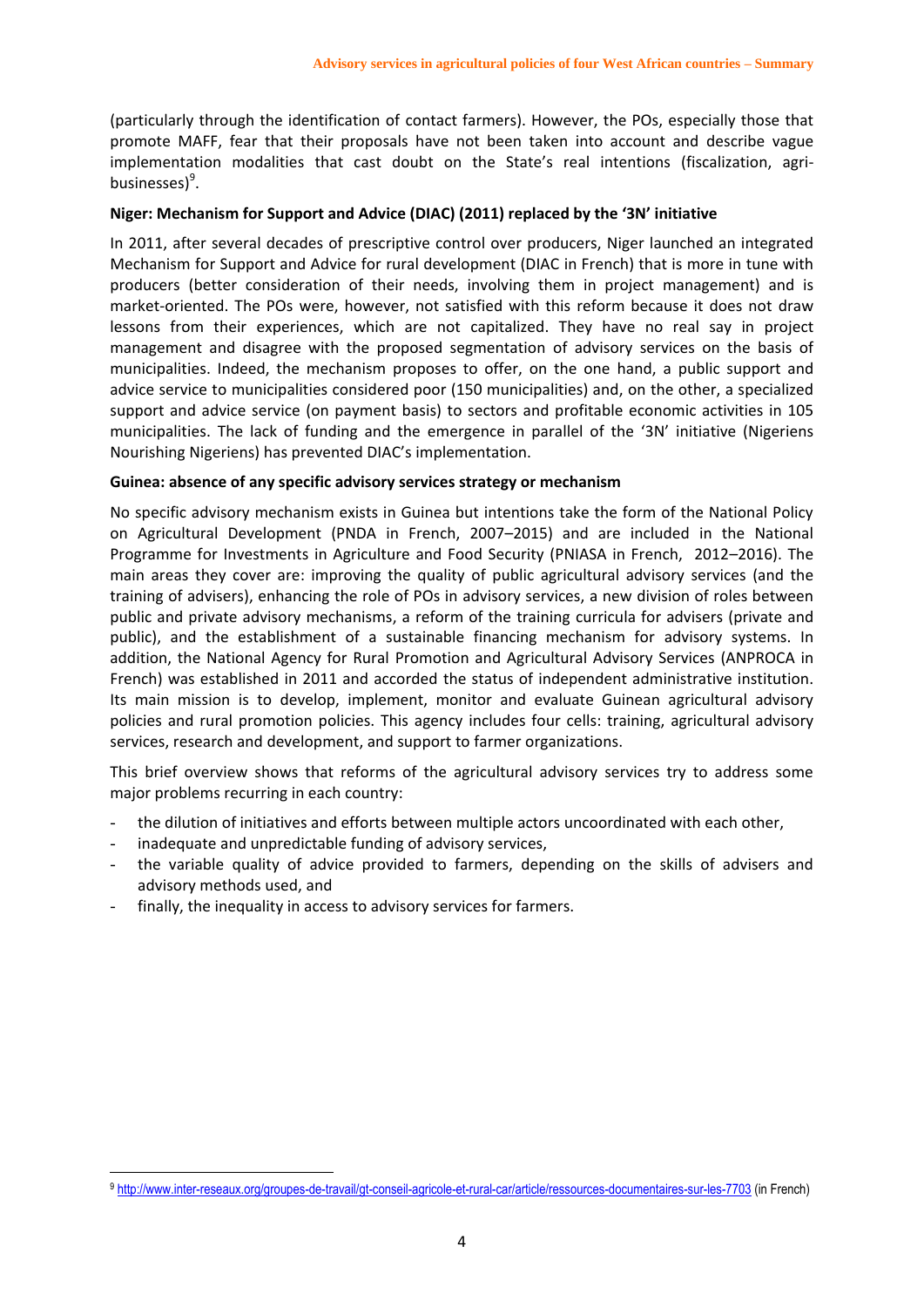(particularly through the identification of contact farmers). However, the POs, especially those that promote MAFF, fear that their proposals have not been taken into account and describe vague implementation modalities that cast doubt on the State's real intentions (fiscalization, agri-businesses)[9].

**Niger: Mechanism for Support and Advice (DIAC) (2011) replaced by the '3N' initiative**

In 2011, after several decades of prescriptive control over producers, Niger launched an integrated Mechanism for Support and Advice for rural development (DIAC in French) that is more in tune with producers (better consideration of their needs, involving them in project management) and is market-oriented. The POs were, however, not satisfied with this reform because it does not draw lessons from their experiences, which are not capitalized. They have no real say in project management and disagree with the proposed segmentation of advisory services on the basis of municipalities. Indeed, the mechanism proposes to offer, on the one hand, a public support and advice service to municipalities considered poor (150 municipalities) and, on the other, a specialized support and advice service (on payment basis) to sectors and profitable economic activities in 105 municipalities. The lack of funding and the emergence in parallel of the '3N' initiative (Nigeriens Nourishing Nigeriens) has prevented DIAC's implementation.

**Guinea: absence of any specific advisory services strategy or mechanism**

No specific advisory mechanism exists in Guinea but intentions take the form of the National Policy on Agricultural Development (PNDA in French, 2007–2015) and are included in the National Programme for Investments in Agriculture and Food Security (PNIASA in French, 2012–2016). The main areas they cover are: improving the quality of public agricultural advisory services (and the training of advisers), enhancing the role of POs in advisory services, a new division of roles between public and private advisory mechanisms, a reform of the training curricula for advisers (private and public), and the establishment of a sustainable financing mechanism for advisory systems. In addition, the National Agency for Rural Promotion and Agricultural Advisory Services (ANPROCA in French) was established in 2011 and accorded the status of independent administrative institution. Its main mission is to develop, implement, monitor and evaluate Guinean agricultural advisory policies and rural promotion policies. This agency includes four cells: training, agricultural advisory services, research and development, and support to farmer organizations.

This brief overview shows that reforms of the agricultural advisory services try to address some major problems recurring in each country:

- the dilution of initiatives and efforts between multiple actors uncoordinated with each other,
- inadequate and unpredictable funding of advisory services,
- the variable quality of advice provided to farmers, depending on the skills of advisers and advisory methods used, and
- finally, the inequality in access to advisory services for farmers.

[9] http://www.inter-reseaux.org/groupes-de-travail/gt-conseil-agricole-et-rural-car/article/ressources-documentaires-sur-les-7703 (in French)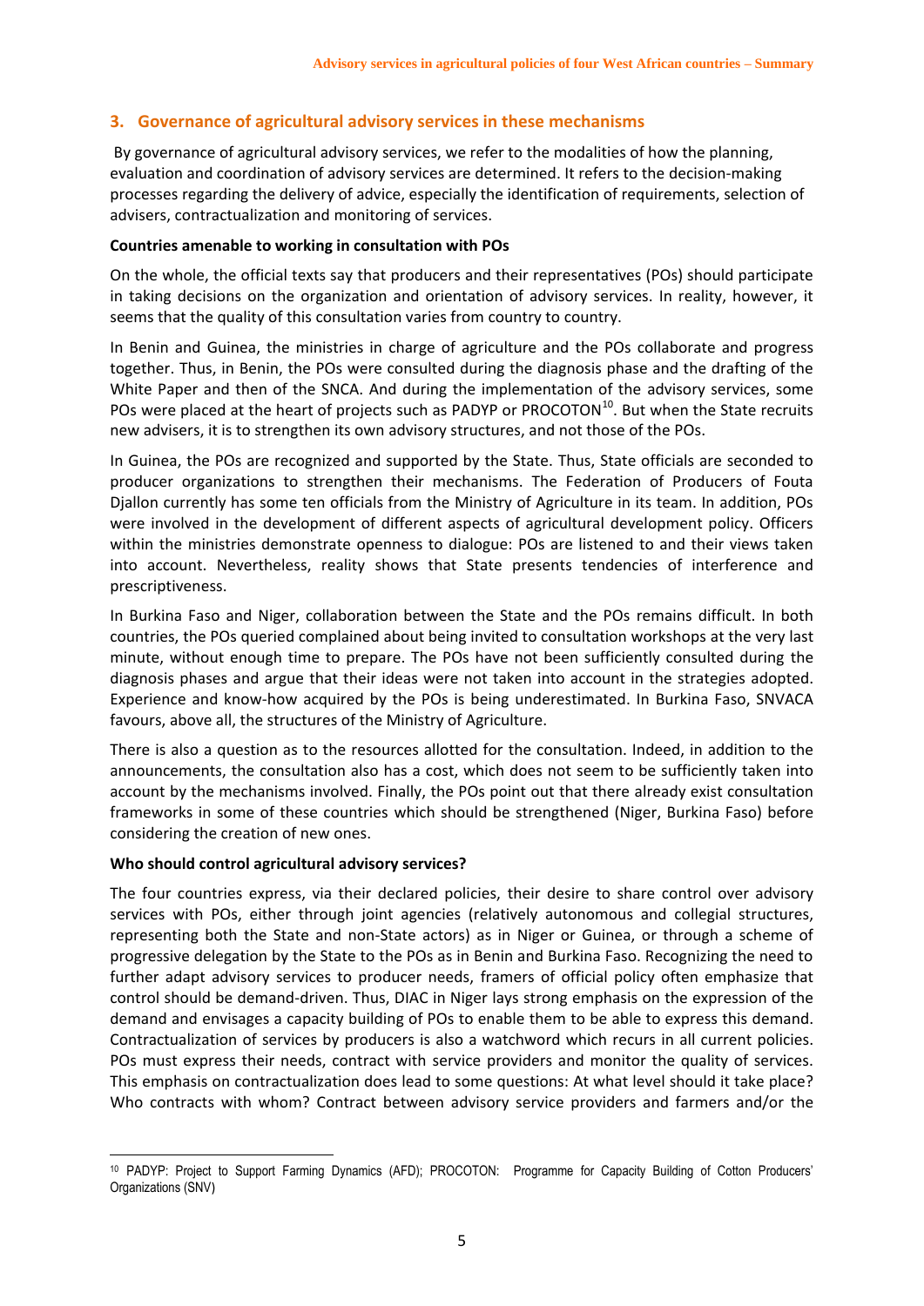## 3. Governance of agricultural advisory services in these mechanisms

By governance of agricultural advisory services, we refer to the modalities of how the planning, evaluation and coordination of advisory services are determined. It refers to the decision-making processes regarding the delivery of advice, especially the identification of requirements, selection of advisers, contractualization and monitoring of services.

**Countries amenable to working in consultation with POs**

On the whole, the official texts say that producers and their representatives (POs) should participate in taking decisions on the organization and orientation of advisory services. In reality, however, it seems that the quality of this consultation varies from country to country.

In Benin and Guinea, the ministries in charge of agriculture and the POs collaborate and progress together. Thus, in Benin, the POs were consulted during the diagnosis phase and the drafting of the White Paper and then of the SNCA. And during the implementation of the advisory services, some POs were placed at the heart of projects such as PADYP or PROCOTON[10]. But when the State recruits new advisers, it is to strengthen its own advisory structures, and not those of the POs.

In Guinea, the POs are recognized and supported by the State. Thus, State officials are seconded to producer organizations to strengthen their mechanisms. The Federation of Producers of Fouta Djallon currently has some ten officials from the Ministry of Agriculture in its team. In addition, POs were involved in the development of different aspects of agricultural development policy. Officers within the ministries demonstrate openness to dialogue: POs are listened to and their views taken into account. Nevertheless, reality shows that State presents tendencies of interference and prescriptiveness.

In Burkina Faso and Niger, collaboration between the State and the POs remains difficult. In both countries, the POs queried complained about being invited to consultation workshops at the very last minute, without enough time to prepare. The POs have not been sufficiently consulted during the diagnosis phases and argue that their ideas were not taken into account in the strategies adopted. Experience and know-how acquired by the POs is being underestimated. In Burkina Faso, SNVACA favours, above all, the structures of the Ministry of Agriculture.

There is also a question as to the resources allotted for the consultation. Indeed, in addition to the announcements, the consultation also has a cost, which does not seem to be sufficiently taken into account by the mechanisms involved. Finally, the POs point out that there already exist consultation frameworks in some of these countries which should be strengthened (Niger, Burkina Faso) before considering the creation of new ones.

**Who should control agricultural advisory services?**

The four countries express, via their declared policies, their desire to share control over advisory services with POs, either through joint agencies (relatively autonomous and collegial structures, representing both the State and non-State actors) as in Niger or Guinea, or through a scheme of progressive delegation by the State to the POs as in Benin and Burkina Faso. Recognizing the need to further adapt advisory services to producer needs, framers of official policy often emphasize that control should be demand-driven. Thus, DIAC in Niger lays strong emphasis on the expression of the demand and envisages a capacity building of POs to enable them to be able to express this demand. Contractualization of services by producers is also a watchword which recurs in all current policies. POs must express their needs, contract with service providers and monitor the quality of services. This emphasis on contractualization does lead to some questions: At what level should it take place? Who contracts with whom? Contract between advisory service providers and farmers and/or the

---

[10] PADYP: Project to Support Farming Dynamics (AFD); PROCOTON: Programme for Capacity Building of Cotton Producers' Organizations (SNV)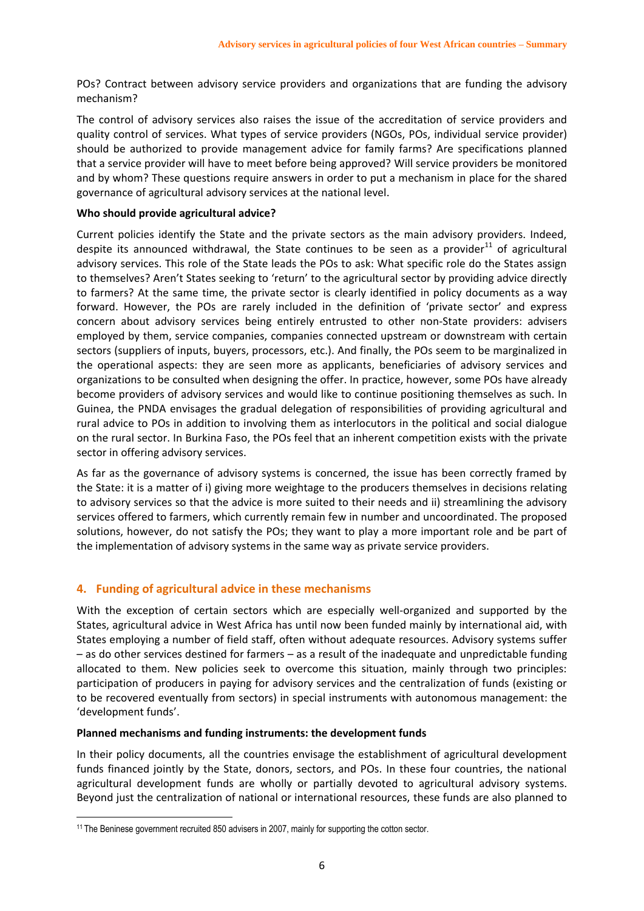POs? Contract between advisory service providers and organizations that are funding the advisory mechanism?

The control of advisory services also raises the issue of the accreditation of service providers and quality control of services. What types of service providers (NGOs, POs, individual service provider) should be authorized to provide management advice for family farms? Are specifications planned that a service provider will have to meet before being approved? Will service providers be monitored and by whom? These questions require answers in order to put a mechanism in place for the shared governance of agricultural advisory services at the national level.

**Who should provide agricultural advice?**

Current policies identify the State and the private sectors as the main advisory providers. Indeed, despite its announced withdrawal, the State continues to be seen as a provider[11] of agricultural advisory services. This role of the State leads the POs to ask: What specific role do the States assign to themselves? Aren't States seeking to 'return' to the agricultural sector by providing advice directly to farmers? At the same time, the private sector is clearly identified in policy documents as a way forward. However, the POs are rarely included in the definition of 'private sector' and express concern about advisory services being entirely entrusted to other non-State providers: advisers employed by them, service companies, companies connected upstream or downstream with certain sectors (suppliers of inputs, buyers, processors, etc.). And finally, the POs seem to be marginalized in the operational aspects: they are seen more as applicants, beneficiaries of advisory services and organizations to be consulted when designing the offer. In practice, however, some POs have already become providers of advisory services and would like to continue positioning themselves as such. In Guinea, the PNDA envisages the gradual delegation of responsibilities of providing agricultural and rural advice to POs in addition to involving them as interlocutors in the political and social dialogue on the rural sector. In Burkina Faso, the POs feel that an inherent competition exists with the private sector in offering advisory services.

As far as the governance of advisory systems is concerned, the issue has been correctly framed by the State: it is a matter of i) giving more weightage to the producers themselves in decisions relating to advisory services so that the advice is more suited to their needs and ii) streamlining the advisory services offered to farmers, which currently remain few in number and uncoordinated. The proposed solutions, however, do not satisfy the POs; they want to play a more important role and be part of the implementation of advisory systems in the same way as private service providers.

## 4. Funding of agricultural advice in these mechanisms

With the exception of certain sectors which are especially well-organized and supported by the States, agricultural advice in West Africa has until now been funded mainly by international aid, with States employing a number of field staff, often without adequate resources. Advisory systems suffer – as do other services destined for farmers – as a result of the inadequate and unpredictable funding allocated to them. New policies seek to overcome this situation, mainly through two principles: participation of producers in paying for advisory services and the centralization of funds (existing or to be recovered eventually from sectors) in special instruments with autonomous management: the 'development funds'.

**Planned mechanisms and funding instruments: the development funds**

In their policy documents, all the countries envisage the establishment of agricultural development funds financed jointly by the State, donors, sectors, and POs. In these four countries, the national agricultural development funds are wholly or partially devoted to agricultural advisory systems. Beyond just the centralization of national or international resources, these funds are also planned to

[11] The Beninese government recruited 850 advisers in 2007, mainly for supporting the cotton sector.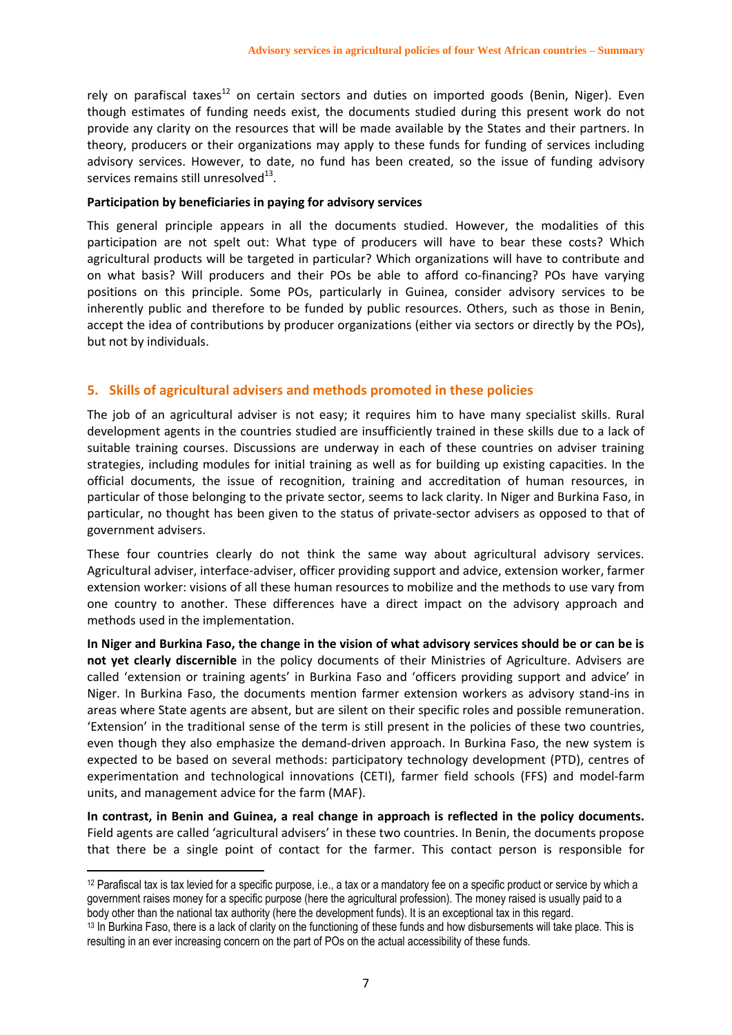rely on parafiscal taxes[12] on certain sectors and duties on imported goods (Benin, Niger). Even though estimates of funding needs exist, the documents studied during this present work do not provide any clarity on the resources that will be made available by the States and their partners. In theory, producers or their organizations may apply to these funds for funding of services including advisory services. However, to date, no fund has been created, so the issue of funding advisory services remains still unresolved[13].

**Participation by beneficiaries in paying for advisory services**

This general principle appears in all the documents studied. However, the modalities of this participation are not spelt out: What type of producers will have to bear these costs? Which agricultural products will be targeted in particular? Which organizations will have to contribute and on what basis? Will producers and their POs be able to afford co-financing? POs have varying positions on this principle. Some POs, particularly in Guinea, consider advisory services to be inherently public and therefore to be funded by public resources. Others, such as those in Benin, accept the idea of contributions by producer organizations (either via sectors or directly by the POs), but not by individuals.

## 5. Skills of agricultural advisers and methods promoted in these policies

The job of an agricultural adviser is not easy; it requires him to have many specialist skills. Rural development agents in the countries studied are insufficiently trained in these skills due to a lack of suitable training courses. Discussions are underway in each of these countries on adviser training strategies, including modules for initial training as well as for building up existing capacities. In the official documents, the issue of recognition, training and accreditation of human resources, in particular of those belonging to the private sector, seems to lack clarity. In Niger and Burkina Faso, in particular, no thought has been given to the status of private-sector advisers as opposed to that of government advisers.

These four countries clearly do not think the same way about agricultural advisory services. Agricultural adviser, interface-adviser, officer providing support and advice, extension worker, farmer extension worker: visions of all these human resources to mobilize and the methods to use vary from one country to another. These differences have a direct impact on the advisory approach and methods used in the implementation.

**In Niger and Burkina Faso, the change in the vision of what advisory services should be or can be is not yet clearly discernible** in the policy documents of their Ministries of Agriculture. Advisers are called 'extension or training agents' in Burkina Faso and 'officers providing support and advice' in Niger. In Burkina Faso, the documents mention farmer extension workers as advisory stand-ins in areas where State agents are absent, but are silent on their specific roles and possible remuneration. 'Extension' in the traditional sense of the term is still present in the policies of these two countries, even though they also emphasize the demand-driven approach. In Burkina Faso, the new system is expected to be based on several methods: participatory technology development (PTD), centres of experimentation and technological innovations (CETI), farmer field schools (FFS) and model-farm units, and management advice for the farm (MAF).

**In contrast, in Benin and Guinea, a real change in approach is reflected in the policy documents.** Field agents are called 'agricultural advisers' in these two countries. In Benin, the documents propose that there be a single point of contact for the farmer. This contact person is responsible for

---

[12] Parafiscal tax is tax levied for a specific purpose, i.e., a tax or a mandatory fee on a specific product or service by which a government raises money for a specific purpose (here the agricultural profession). The money raised is usually paid to a body other than the national tax authority (here the development funds). It is an exceptional tax in this regard.

[13] In Burkina Faso, there is a lack of clarity on the functioning of these funds and how disbursements will take place. This is resulting in an ever increasing concern on the part of POs on the actual accessibility of these funds.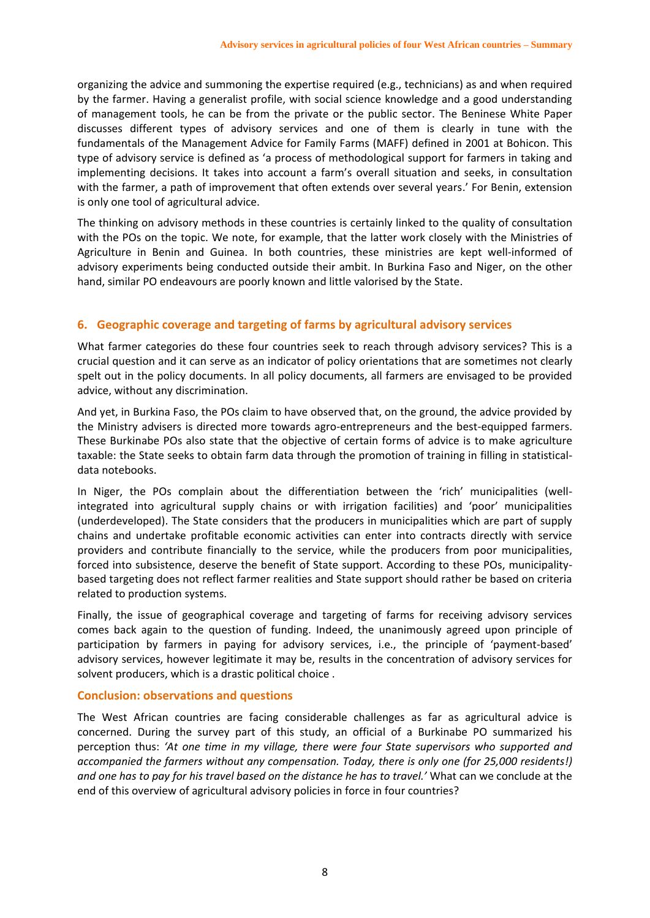organizing the advice and summoning the expertise required (e.g., technicians) as and when required by the farmer. Having a generalist profile, with social science knowledge and a good understanding of management tools, he can be from the private or the public sector. The Beninese White Paper discusses different types of advisory services and one of them is clearly in tune with the fundamentals of the Management Advice for Family Farms (MAFF) defined in 2001 at Bohicon. This type of advisory service is defined as 'a process of methodological support for farmers in taking and implementing decisions. It takes into account a farm's overall situation and seeks, in consultation with the farmer, a path of improvement that often extends over several years.' For Benin, extension is only one tool of agricultural advice.

The thinking on advisory methods in these countries is certainly linked to the quality of consultation with the POs on the topic. We note, for example, that the latter work closely with the Ministries of Agriculture in Benin and Guinea. In both countries, these ministries are kept well-informed of advisory experiments being conducted outside their ambit. In Burkina Faso and Niger, on the other hand, similar PO endeavours are poorly known and little valorised by the State.

## 6. Geographic coverage and targeting of farms by agricultural advisory services

What farmer categories do these four countries seek to reach through advisory services? This is a crucial question and it can serve as an indicator of policy orientations that are sometimes not clearly spelt out in the policy documents. In all policy documents, all farmers are envisaged to be provided advice, without any discrimination.

And yet, in Burkina Faso, the POs claim to have observed that, on the ground, the advice provided by the Ministry advisers is directed more towards agro-entrepreneurs and the best-equipped farmers. These Burkinabe POs also state that the objective of certain forms of advice is to make agriculture taxable: the State seeks to obtain farm data through the promotion of training in filling in statistical-data notebooks.

In Niger, the POs complain about the differentiation between the 'rich' municipalities (well-integrated into agricultural supply chains or with irrigation facilities) and 'poor' municipalities (underdeveloped). The State considers that the producers in municipalities which are part of supply chains and undertake profitable economic activities can enter into contracts directly with service providers and contribute financially to the service, while the producers from poor municipalities, forced into subsistence, deserve the benefit of State support. According to these POs, municipality-based targeting does not reflect farmer realities and State support should rather be based on criteria related to production systems.

Finally, the issue of geographical coverage and targeting of farms for receiving advisory services comes back again to the question of funding. Indeed, the unanimously agreed upon principle of participation by farmers in paying for advisory services, i.e., the principle of 'payment-based' advisory services, however legitimate it may be, results in the concentration of advisory services for solvent producers, which is a drastic political choice .

## Conclusion: observations and questions

The West African countries are facing considerable challenges as far as agricultural advice is concerned. During the survey part of this study, an official of a Burkinabe PO summarized his perception thus: *'At one time in my village, there were four State supervisors who supported and accompanied the farmers without any compensation. Today, there is only one (for 25,000 residents!) and one has to pay for his travel based on the distance he has to travel.'* What can we conclude at the end of this overview of agricultural advisory policies in force in four countries?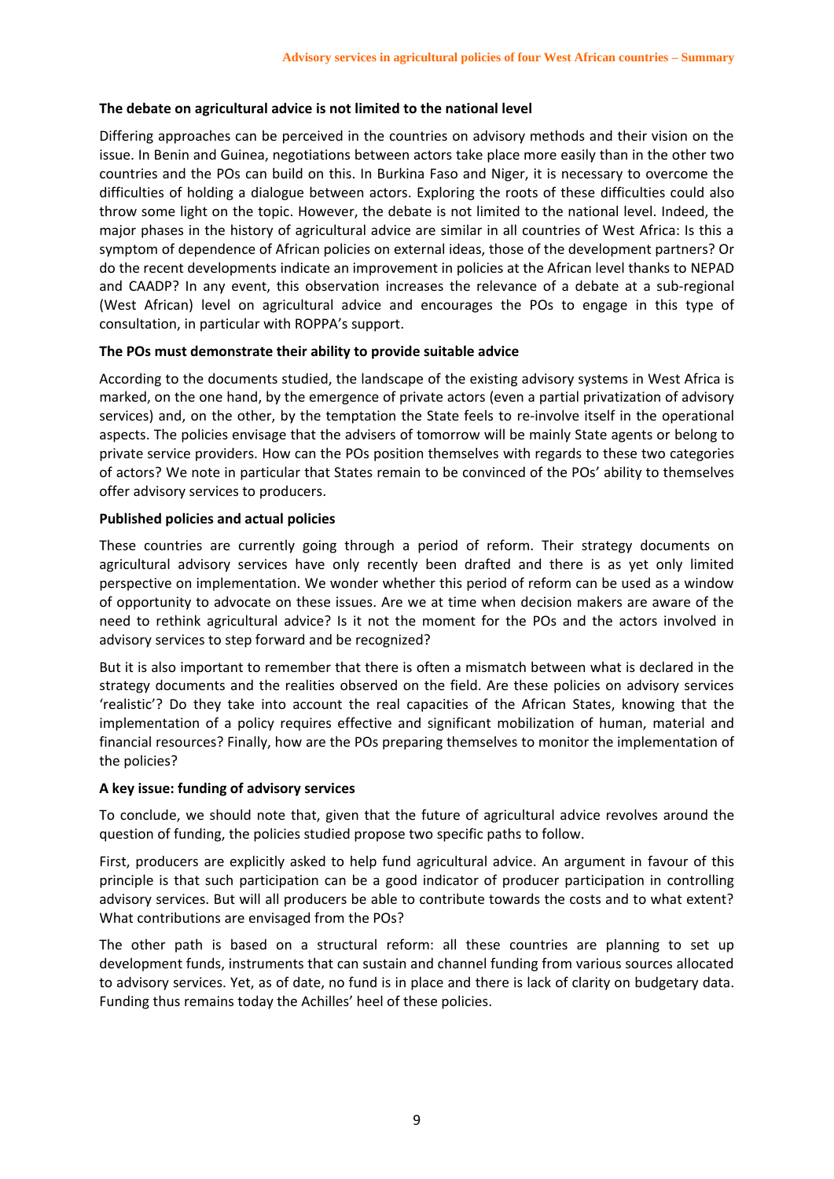#### The debate on agricultural advice is not limited to the national level

Differing approaches can be perceived in the countries on advisory methods and their vision on the issue. In Benin and Guinea, negotiations between actors take place more easily than in the other two countries and the POs can build on this. In Burkina Faso and Niger, it is necessary to overcome the difficulties of holding a dialogue between actors. Exploring the roots of these difficulties could also throw some light on the topic. However, the debate is not limited to the national level. Indeed, the major phases in the history of agricultural advice are similar in all countries of West Africa: Is this a symptom of dependence of African policies on external ideas, those of the development partners? Or do the recent developments indicate an improvement in policies at the African level thanks to NEPAD and CAADP? In any event, this observation increases the relevance of a debate at a sub-regional (West African) level on agricultural advice and encourages the POs to engage in this type of consultation, in particular with ROPPA's support.

#### The POs must demonstrate their ability to provide suitable advice

According to the documents studied, the landscape of the existing advisory systems in West Africa is marked, on the one hand, by the emergence of private actors (even a partial privatization of advisory services) and, on the other, by the temptation the State feels to re-involve itself in the operational aspects. The policies envisage that the advisers of tomorrow will be mainly State agents or belong to private service providers. How can the POs position themselves with regards to these two categories of actors? We note in particular that States remain to be convinced of the POs' ability to themselves offer advisory services to producers.

#### Published policies and actual policies

These countries are currently going through a period of reform. Their strategy documents on agricultural advisory services have only recently been drafted and there is as yet only limited perspective on implementation. We wonder whether this period of reform can be used as a window of opportunity to advocate on these issues. Are we at time when decision makers are aware of the need to rethink agricultural advice? Is it not the moment for the POs and the actors involved in advisory services to step forward and be recognized?

But it is also important to remember that there is often a mismatch between what is declared in the strategy documents and the realities observed on the field. Are these policies on advisory services 'realistic'? Do they take into account the real capacities of the African States, knowing that the implementation of a policy requires effective and significant mobilization of human, material and financial resources? Finally, how are the POs preparing themselves to monitor the implementation of the policies?

#### A key issue: funding of advisory services

To conclude, we should note that, given that the future of agricultural advice revolves around the question of funding, the policies studied propose two specific paths to follow.

First, producers are explicitly asked to help fund agricultural advice. An argument in favour of this principle is that such participation can be a good indicator of producer participation in controlling advisory services. But will all producers be able to contribute towards the costs and to what extent? What contributions are envisaged from the POs?

The other path is based on a structural reform: all these countries are planning to set up development funds, instruments that can sustain and channel funding from various sources allocated to advisory services. Yet, as of date, no fund is in place and there is lack of clarity on budgetary data. Funding thus remains today the Achilles' heel of these policies.